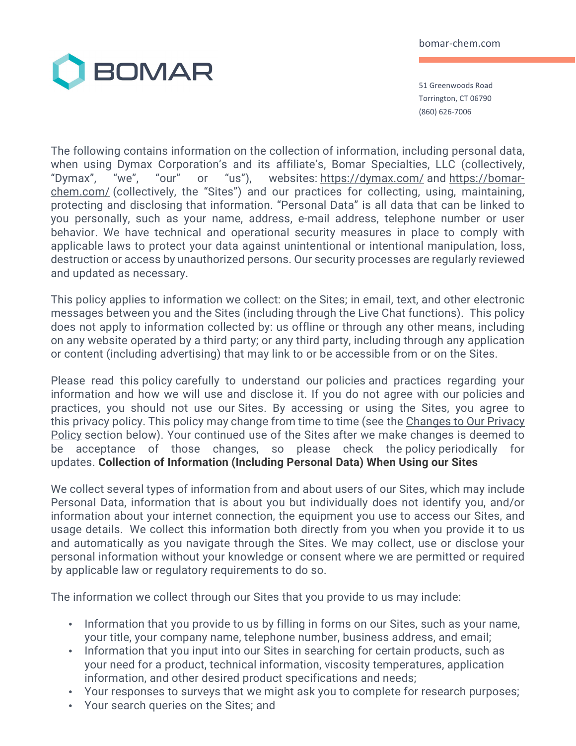BOMAR

bomar-chem.com

51 Greenwoods Road
Torrington, CT 06790
(860) 626-7006

The following contains information on the collection of information, including personal data, when using Dymax Corporation's and its affiliate's, Bomar Specialties, LLC (collectively, "Dymax", "we", "our" or "us"), websites: https://dymax.com/ and https://bomar-chem.com/ (collectively, the "Sites") and our practices for collecting, using, maintaining, protecting and disclosing that information. "Personal Data" is all data that can be linked to you personally, such as your name, address, e-mail address, telephone number or user behavior. We have technical and operational security measures in place to comply with applicable laws to protect your data against unintentional or intentional manipulation, loss, destruction or access by unauthorized persons. Our security processes are regularly reviewed and updated as necessary.

This policy applies to information we collect: on the Sites; in email, text, and other electronic messages between you and the Sites (including through the Live Chat functions). This policy does not apply to information collected by: us offline or through any other means, including on any website operated by a third party; or any third party, including through any application or content (including advertising) that may link to or be accessible from or on the Sites.

Please read this policy carefully to understand our policies and practices regarding your information and how we will use and disclose it. If you do not agree with our policies and practices, you should not use our Sites. By accessing or using the Sites, you agree to this privacy policy. This policy may change from time to time (see the Changes to Our Privacy Policy section below). Your continued use of the Sites after we make changes is deemed to be acceptance of those changes, so please check the policy periodically for updates.

**Collection of Information (Including Personal Data) When Using our Sites**

We collect several types of information from and about users of our Sites, which may include Personal Data, information that is about you but individually does not identify you, and/or information about your internet connection, the equipment you use to access our Sites, and usage details. We collect this information both directly from you when you provide it to us and automatically as you navigate through the Sites. We may collect, use or disclose your personal information without your knowledge or consent where we are permitted or required by applicable law or regulatory requirements to do so.

The information we collect through our Sites that you provide to us may include:

- Information that you provide to us by filling in forms on our Sites, such as your name, your title, your company name, telephone number, business address, and email;
- Information that you input into our Sites in searching for certain products, such as your need for a product, technical information, viscosity temperatures, application information, and other desired product specifications and needs;
- Your responses to surveys that we might ask you to complete for research purposes;
- Your search queries on the Sites; and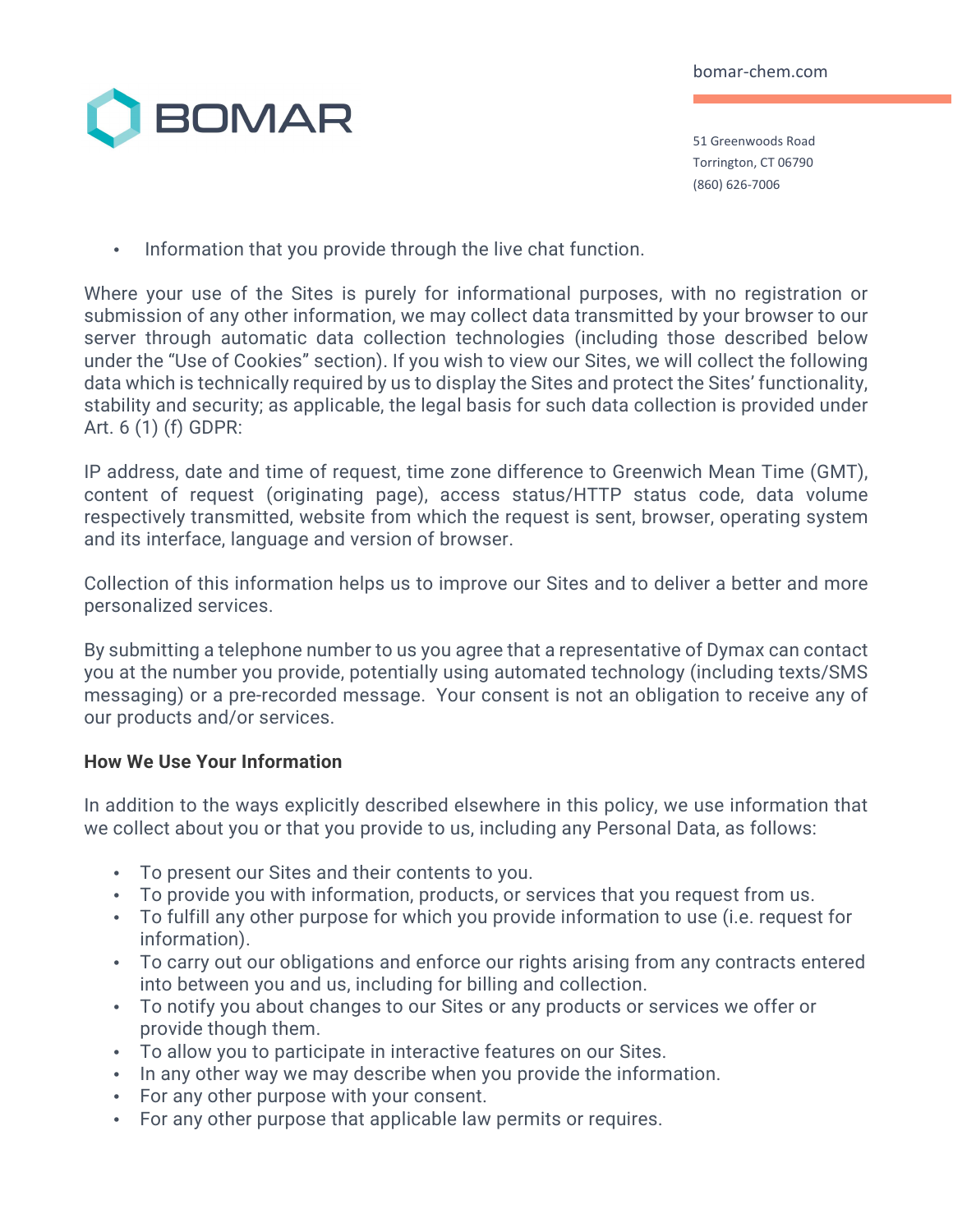- Information that you provide through the live chat function.

Where your use of the Sites is purely for informational purposes, with no registration or submission of any other information, we may collect data transmitted by your browser to our server through automatic data collection technologies (including those described below under the "Use of Cookies" section). If you wish to view our Sites, we will collect the following data which is technically required by us to display the Sites and protect the Sites' functionality, stability and security; as applicable, the legal basis for such data collection is provided under Art. 6 (1) (f) GDPR:

IP address, date and time of request, time zone difference to Greenwich Mean Time (GMT), content of request (originating page), access status/HTTP status code, data volume respectively transmitted, website from which the request is sent, browser, operating system and its interface, language and version of browser.

Collection of this information helps us to improve our Sites and to deliver a better and more personalized services.

By submitting a telephone number to us you agree that a representative of Dymax can contact you at the number you provide, potentially using automated technology (including texts/SMS messaging) or a pre-recorded message. Your consent is not an obligation to receive any of our products and/or services.

**How We Use Your Information**

In addition to the ways explicitly described elsewhere in this policy, we use information that we collect about you or that you provide to us, including any Personal Data, as follows:

- To present our Sites and their contents to you.
- To provide you with information, products, or services that you request from us.
- To fulfill any other purpose for which you provide information to use (i.e. request for information).
- To carry out our obligations and enforce our rights arising from any contracts entered into between you and us, including for billing and collection.
- To notify you about changes to our Sites or any products or services we offer or provide though them.
- To allow you to participate in interactive features on our Sites.
- In any other way we may describe when you provide the information.
- For any other purpose with your consent.
- For any other purpose that applicable law permits or requires.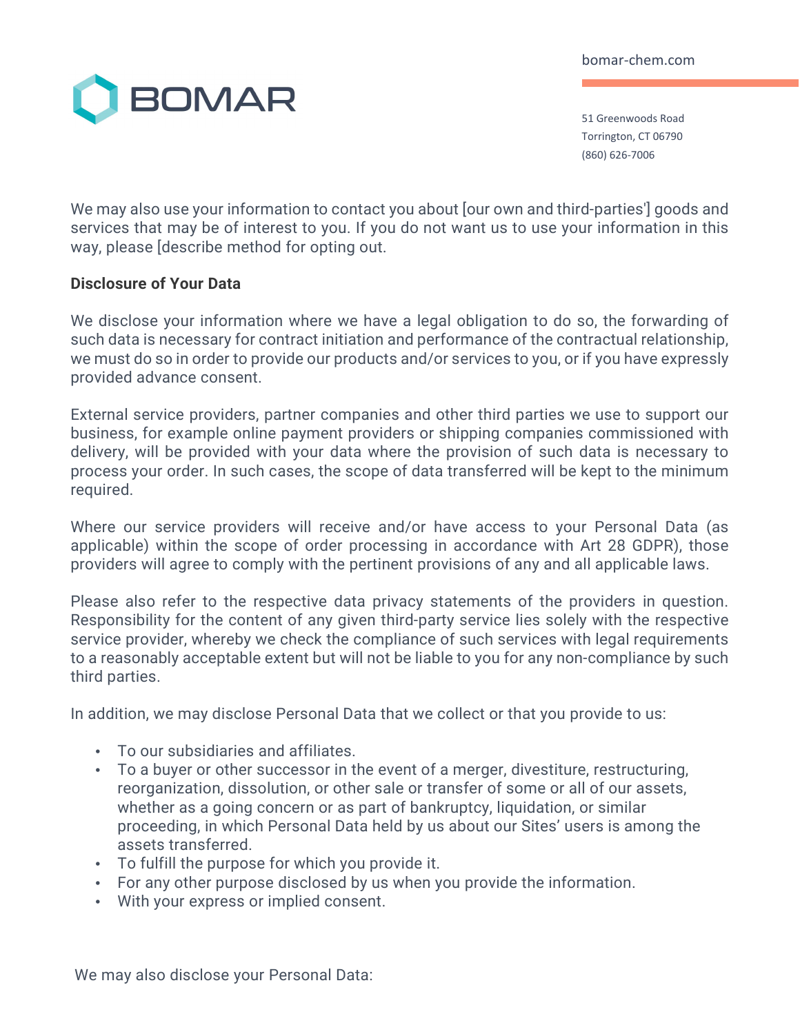We may also use your information to contact you about [our own and third-parties'] goods and services that may be of interest to you. If you do not want us to use your information in this way, please [describe method for opting out.

**Disclosure of Your Data**

We disclose your information where we have a legal obligation to do so, the forwarding of such data is necessary for contract initiation and performance of the contractual relationship, we must do so in order to provide our products and/or services to you, or if you have expressly provided advance consent.

External service providers, partner companies and other third parties we use to support our business, for example online payment providers or shipping companies commissioned with delivery, will be provided with your data where the provision of such data is necessary to process your order. In such cases, the scope of data transferred will be kept to the minimum required.

Where our service providers will receive and/or have access to your Personal Data (as applicable) within the scope of order processing in accordance with Art 28 GDPR), those providers will agree to comply with the pertinent provisions of any and all applicable laws.

Please also refer to the respective data privacy statements of the providers in question. Responsibility for the content of any given third-party service lies solely with the respective service provider, whereby we check the compliance of such services with legal requirements to a reasonably acceptable extent but will not be liable to you for any non-compliance by such third parties.

In addition, we may disclose Personal Data that we collect or that you provide to us:

- To our subsidiaries and affiliates.
- To a buyer or other successor in the event of a merger, divestiture, restructuring, reorganization, dissolution, or other sale or transfer of some or all of our assets, whether as a going concern or as part of bankruptcy, liquidation, or similar proceeding, in which Personal Data held by us about our Sites' users is among the assets transferred.
- To fulfill the purpose for which you provide it.
- For any other purpose disclosed by us when you provide the information.
- With your express or implied consent.

We may also disclose your Personal Data: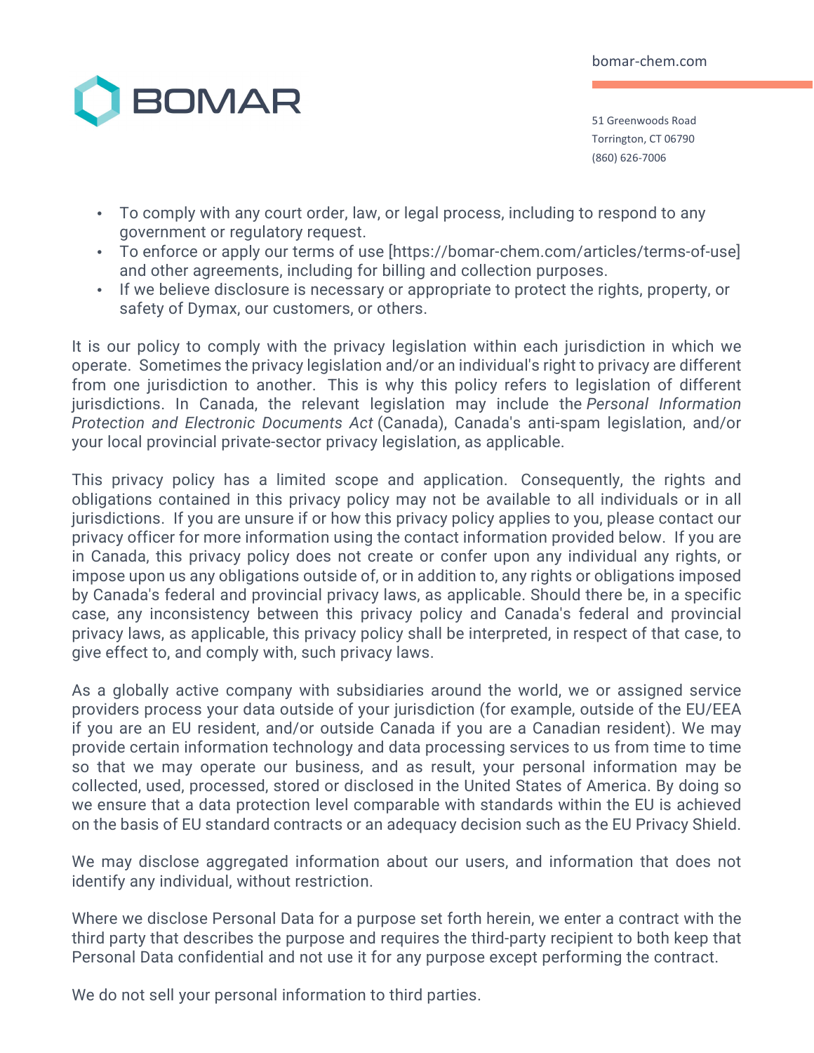- To comply with any court order, law, or legal process, including to respond to any government or regulatory request.
- To enforce or apply our terms of use [https://bomar-chem.com/articles/terms-of-use] and other agreements, including for billing and collection purposes.
- If we believe disclosure is necessary or appropriate to protect the rights, property, or safety of Dymax, our customers, or others.

It is our policy to comply with the privacy legislation within each jurisdiction in which we operate. Sometimes the privacy legislation and/or an individual's right to privacy are different from one jurisdiction to another. This is why this policy refers to legislation of different jurisdictions. In Canada, the relevant legislation may include the *Personal Information Protection and Electronic Documents Act* (Canada), Canada's anti-spam legislation, and/or your local provincial private-sector privacy legislation, as applicable.

This privacy policy has a limited scope and application. Consequently, the rights and obligations contained in this privacy policy may not be available to all individuals or in all jurisdictions. If you are unsure if or how this privacy policy applies to you, please contact our privacy officer for more information using the contact information provided below. If you are in Canada, this privacy policy does not create or confer upon any individual any rights, or impose upon us any obligations outside of, or in addition to, any rights or obligations imposed by Canada's federal and provincial privacy laws, as applicable. Should there be, in a specific case, any inconsistency between this privacy policy and Canada's federal and provincial privacy laws, as applicable, this privacy policy shall be interpreted, in respect of that case, to give effect to, and comply with, such privacy laws.

As a globally active company with subsidiaries around the world, we or assigned service providers process your data outside of your jurisdiction (for example, outside of the EU/EEA if you are an EU resident, and/or outside Canada if you are a Canadian resident). We may provide certain information technology and data processing services to us from time to time so that we may operate our business, and as result, your personal information may be collected, used, processed, stored or disclosed in the United States of America. By doing so we ensure that a data protection level comparable with standards within the EU is achieved on the basis of EU standard contracts or an adequacy decision such as the EU Privacy Shield.

We may disclose aggregated information about our users, and information that does not identify any individual, without restriction.

Where we disclose Personal Data for a purpose set forth herein, we enter a contract with the third party that describes the purpose and requires the third-party recipient to both keep that Personal Data confidential and not use it for any purpose except performing the contract.

We do not sell your personal information to third parties.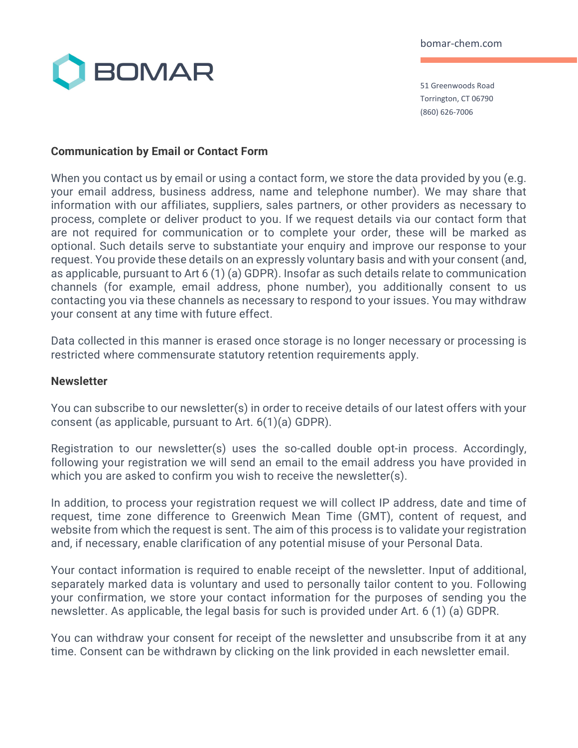### Communication by Email or Contact Form

When you contact us by email or using a contact form, we store the data provided by you (e.g. your email address, business address, name and telephone number). We may share that information with our affiliates, suppliers, sales partners, or other providers as necessary to process, complete or deliver product to you. If we request details via our contact form that are not required for communication or to complete your order, these will be marked as optional. Such details serve to substantiate your enquiry and improve our response to your request. You provide these details on an expressly voluntary basis and with your consent (and, as applicable, pursuant to Art 6 (1) (a) GDPR). Insofar as such details relate to communication channels (for example, email address, phone number), you additionally consent to us contacting you via these channels as necessary to respond to your issues. You may withdraw your consent at any time with future effect.

Data collected in this manner is erased once storage is no longer necessary or processing is restricted where commensurate statutory retention requirements apply.

### Newsletter

You can subscribe to our newsletter(s) in order to receive details of our latest offers with your consent (as applicable, pursuant to Art. 6(1)(a) GDPR).

Registration to our newsletter(s) uses the so-called double opt-in process. Accordingly, following your registration we will send an email to the email address you have provided in which you are asked to confirm you wish to receive the newsletter(s).

In addition, to process your registration request we will collect IP address, date and time of request, time zone difference to Greenwich Mean Time (GMT), content of request, and website from which the request is sent. The aim of this process is to validate your registration and, if necessary, enable clarification of any potential misuse of your Personal Data.

Your contact information is required to enable receipt of the newsletter. Input of additional, separately marked data is voluntary and used to personally tailor content to you. Following your confirmation, we store your contact information for the purposes of sending you the newsletter. As applicable, the legal basis for such is provided under Art. 6 (1) (a) GDPR.

You can withdraw your consent for receipt of the newsletter and unsubscribe from it at any time. Consent can be withdrawn by clicking on the link provided in each newsletter email.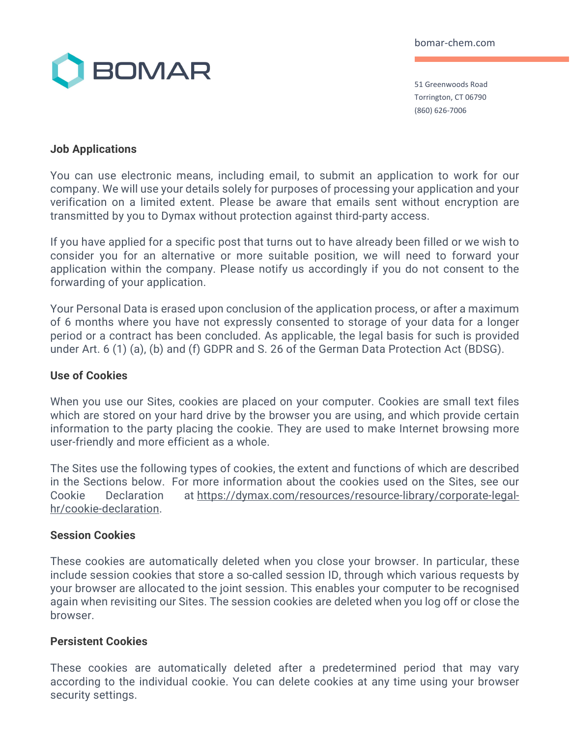### Job Applications

You can use electronic means, including email, to submit an application to work for our company. We will use your details solely for purposes of processing your application and your verification on a limited extent. Please be aware that emails sent without encryption are transmitted by you to Dymax without protection against third-party access.

If you have applied for a specific post that turns out to have already been filled or we wish to consider you for an alternative or more suitable position, we will need to forward your application within the company. Please notify us accordingly if you do not consent to the forwarding of your application.

Your Personal Data is erased upon conclusion of the application process, or after a maximum of 6 months where you have not expressly consented to storage of your data for a longer period or a contract has been concluded. As applicable, the legal basis for such is provided under Art. 6 (1) (a), (b) and (f) GDPR and S. 26 of the German Data Protection Act (BDSG).

### Use of Cookies

When you use our Sites, cookies are placed on your computer. Cookies are small text files which are stored on your hard drive by the browser you are using, and which provide certain information to the party placing the cookie. They are used to make Internet browsing more user-friendly and more efficient as a whole.

The Sites use the following types of cookies, the extent and functions of which are described in the Sections below. For more information about the cookies used on the Sites, see our Cookie Declaration at https://dymax.com/resources/resource-library/corporate-legal-hr/cookie-declaration.

### Session Cookies

These cookies are automatically deleted when you close your browser. In particular, these include session cookies that store a so-called session ID, through which various requests by your browser are allocated to the joint session. This enables your computer to be recognised again when revisiting our Sites. The session cookies are deleted when you log off or close the browser.

### Persistent Cookies

These cookies are automatically deleted after a predetermined period that may vary according to the individual cookie. You can delete cookies at any time using your browser security settings.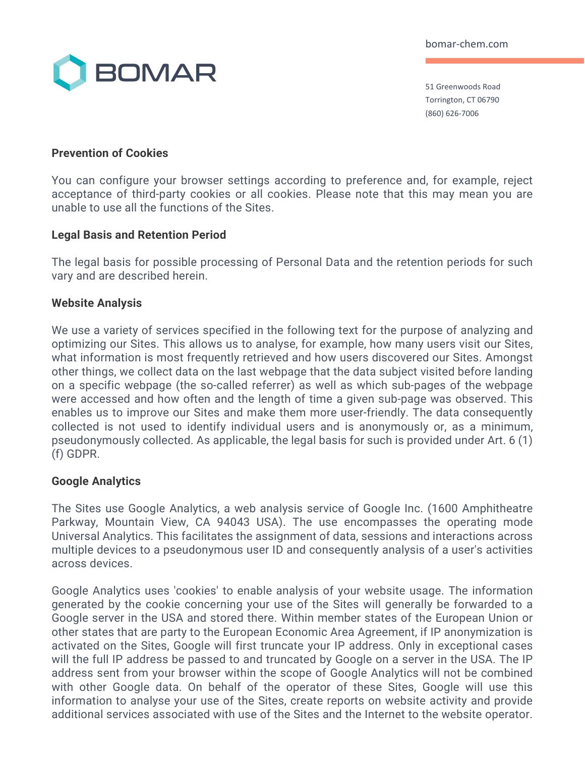**Prevention of Cookies**

You can configure your browser settings according to preference and, for example, reject acceptance of third-party cookies or all cookies. Please note that this may mean you are unable to use all the functions of the Sites.

**Legal Basis and Retention Period**

The legal basis for possible processing of Personal Data and the retention periods for such vary and are described herein.

**Website Analysis**

We use a variety of services specified in the following text for the purpose of analyzing and optimizing our Sites. This allows us to analyse, for example, how many users visit our Sites, what information is most frequently retrieved and how users discovered our Sites. Amongst other things, we collect data on the last webpage that the data subject visited before landing on a specific webpage (the so-called referrer) as well as which sub-pages of the webpage were accessed and how often and the length of time a given sub-page was observed. This enables us to improve our Sites and make them more user-friendly. The data consequently collected is not used to identify individual users and is anonymously or, as a minimum, pseudonymously collected. As applicable, the legal basis for such is provided under Art. 6 (1) (f) GDPR.

**Google Analytics**

The Sites use Google Analytics, a web analysis service of Google Inc. (1600 Amphitheatre Parkway, Mountain View, CA 94043 USA). The use encompasses the operating mode Universal Analytics. This facilitates the assignment of data, sessions and interactions across multiple devices to a pseudonymous user ID and consequently analysis of a user's activities across devices.

Google Analytics uses 'cookies' to enable analysis of your website usage. The information generated by the cookie concerning your use of the Sites will generally be forwarded to a Google server in the USA and stored there. Within member states of the European Union or other states that are party to the European Economic Area Agreement, if IP anonymization is activated on the Sites, Google will first truncate your IP address. Only in exceptional cases will the full IP address be passed to and truncated by Google on a server in the USA. The IP address sent from your browser within the scope of Google Analytics will not be combined with other Google data. On behalf of the operator of these Sites, Google will use this information to analyse your use of the Sites, create reports on website activity and provide additional services associated with use of the Sites and the Internet to the website operator.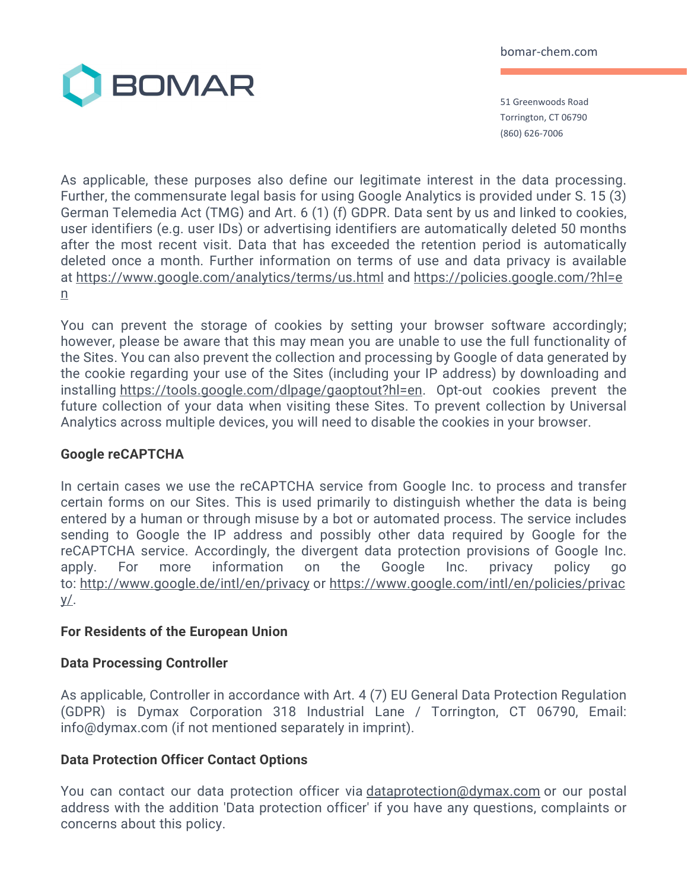As applicable, these purposes also define our legitimate interest in the data processing. Further, the commensurate legal basis for using Google Analytics is provided under S. 15 (3) German Telemedia Act (TMG) and Art. 6 (1) (f) GDPR. Data sent by us and linked to cookies, user identifiers (e.g. user IDs) or advertising identifiers are automatically deleted 50 months after the most recent visit. Data that has exceeded the retention period is automatically deleted once a month. Further information on terms of use and data privacy is available at https://www.google.com/analytics/terms/us.html and https://policies.google.com/?hl=en

You can prevent the storage of cookies by setting your browser software accordingly; however, please be aware that this may mean you are unable to use the full functionality of the Sites. You can also prevent the collection and processing by Google of data generated by the cookie regarding your use of the Sites (including your IP address) by downloading and installing https://tools.google.com/dlpage/gaoptout?hl=en. Opt-out cookies prevent the future collection of your data when visiting these Sites. To prevent collection by Universal Analytics across multiple devices, you will need to disable the cookies in your browser.

**Google reCAPTCHA**

In certain cases we use the reCAPTCHA service from Google Inc. to process and transfer certain forms on our Sites. This is used primarily to distinguish whether the data is being entered by a human or through misuse by a bot or automated process. The service includes sending to Google the IP address and possibly other data required by Google for the reCAPTCHA service. Accordingly, the divergent data protection provisions of Google Inc. apply. For more information on the Google Inc. privacy policy go to: http://www.google.de/intl/en/privacy or https://www.google.com/intl/en/policies/privacy/.

**For Residents of the European Union**

**Data Processing Controller**

As applicable, Controller in accordance with Art. 4 (7) EU General Data Protection Regulation (GDPR) is Dymax Corporation 318 Industrial Lane / Torrington, CT 06790, Email: info@dymax.com (if not mentioned separately in imprint).

**Data Protection Officer Contact Options**

You can contact our data protection officer via dataprotection@dymax.com or our postal address with the addition 'Data protection officer' if you have any questions, complaints or concerns about this policy.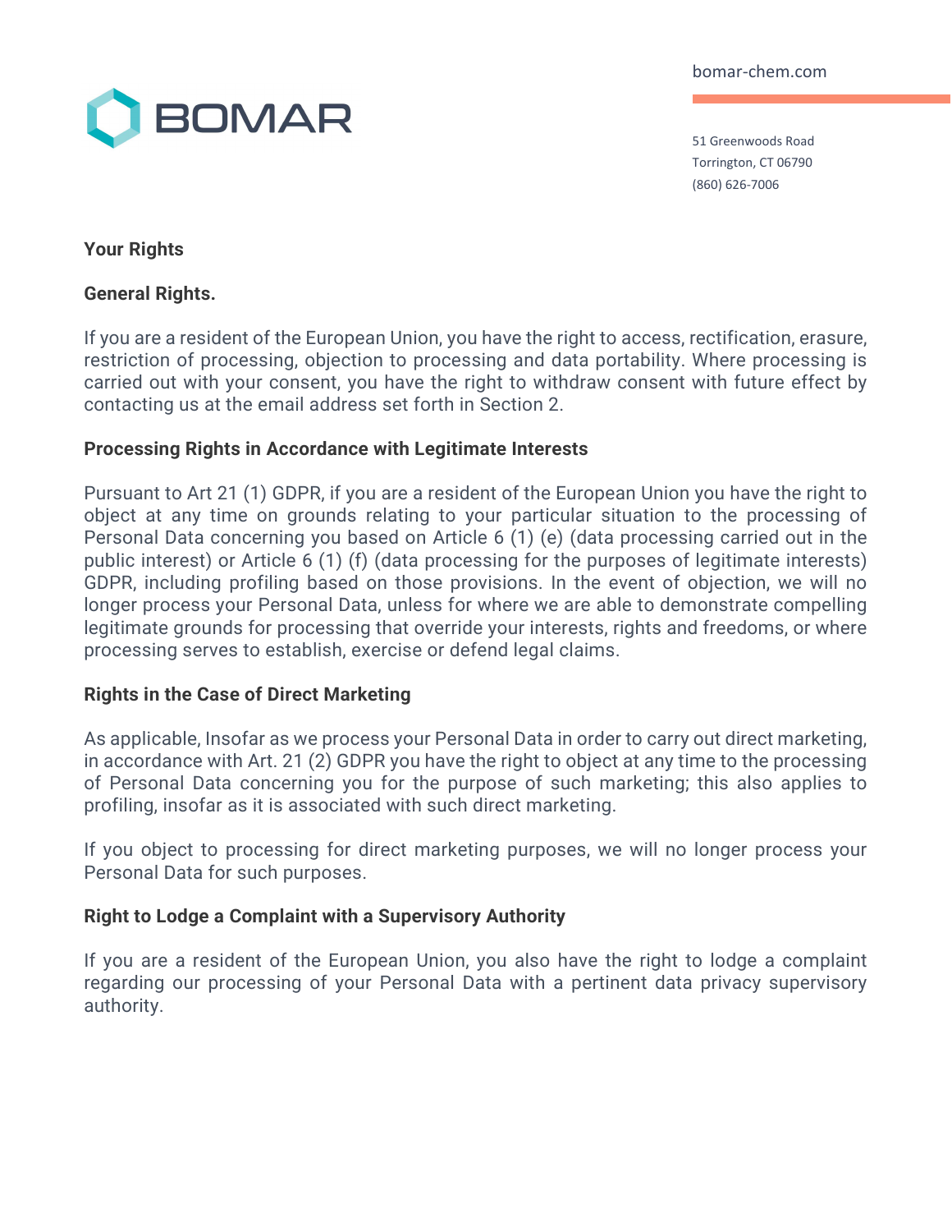**Your Rights**

**General Rights.**

If you are a resident of the European Union, you have the right to access, rectification, erasure, restriction of processing, objection to processing and data portability. Where processing is carried out with your consent, you have the right to withdraw consent with future effect by contacting us at the email address set forth in Section 2.

**Processing Rights in Accordance with Legitimate Interests**

Pursuant to Art 21 (1) GDPR, if you are a resident of the European Union you have the right to object at any time on grounds relating to your particular situation to the processing of Personal Data concerning you based on Article 6 (1) (e) (data processing carried out in the public interest) or Article 6 (1) (f) (data processing for the purposes of legitimate interests) GDPR, including profiling based on those provisions. In the event of objection, we will no longer process your Personal Data, unless for where we are able to demonstrate compelling legitimate grounds for processing that override your interests, rights and freedoms, or where processing serves to establish, exercise or defend legal claims.

**Rights in the Case of Direct Marketing**

As applicable, Insofar as we process your Personal Data in order to carry out direct marketing, in accordance with Art. 21 (2) GDPR you have the right to object at any time to the processing of Personal Data concerning you for the purpose of such marketing; this also applies to profiling, insofar as it is associated with such direct marketing.

If you object to processing for direct marketing purposes, we will no longer process your Personal Data for such purposes.

**Right to Lodge a Complaint with a Supervisory Authority**

If you are a resident of the European Union, you also have the right to lodge a complaint regarding our processing of your Personal Data with a pertinent data privacy supervisory authority.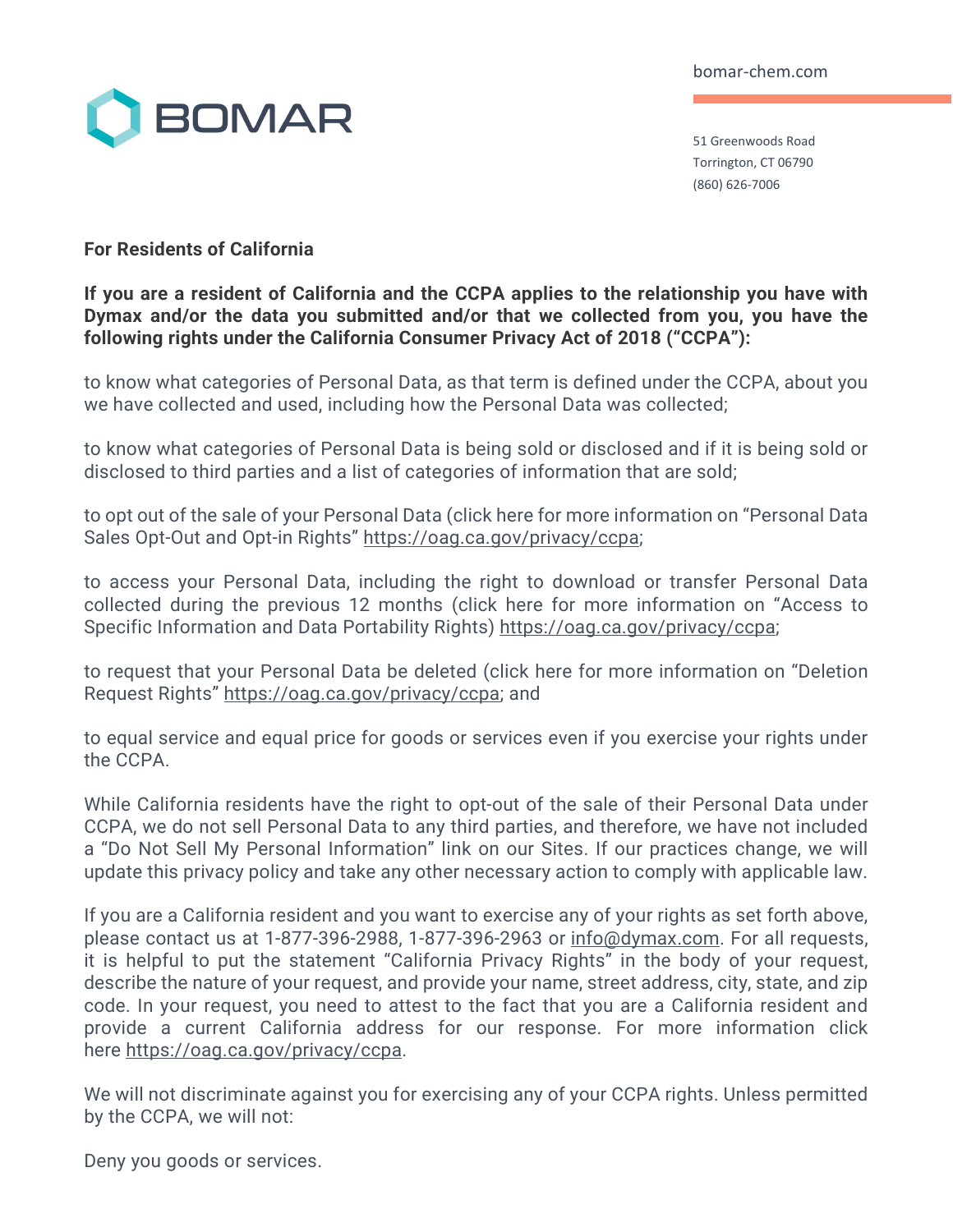## For Residents of California

**If you are a resident of California and the CCPA applies to the relationship you have with Dymax and/or the data you submitted and/or that we collected from you, you have the following rights under the California Consumer Privacy Act of 2018 ("CCPA"):**

to know what categories of Personal Data, as that term is defined under the CCPA, about you we have collected and used, including how the Personal Data was collected;

to know what categories of Personal Data is being sold or disclosed and if it is being sold or disclosed to third parties and a list of categories of information that are sold;

to opt out of the sale of your Personal Data (click here for more information on "Personal Data Sales Opt-Out and Opt-in Rights" https://oag.ca.gov/privacy/ccpa;

to access your Personal Data, including the right to download or transfer Personal Data collected during the previous 12 months (click here for more information on "Access to Specific Information and Data Portability Rights) https://oag.ca.gov/privacy/ccpa;

to request that your Personal Data be deleted (click here for more information on "Deletion Request Rights" https://oag.ca.gov/privacy/ccpa; and

to equal service and equal price for goods or services even if you exercise your rights under the CCPA.

While California residents have the right to opt-out of the sale of their Personal Data under CCPA, we do not sell Personal Data to any third parties, and therefore, we have not included a "Do Not Sell My Personal Information" link on our Sites. If our practices change, we will update this privacy policy and take any other necessary action to comply with applicable law.

If you are a California resident and you want to exercise any of your rights as set forth above, please contact us at 1-877-396-2988, 1-877-396-2963 or info@dymax.com. For all requests, it is helpful to put the statement "California Privacy Rights" in the body of your request, describe the nature of your request, and provide your name, street address, city, state, and zip code. In your request, you need to attest to the fact that you are a California resident and provide a current California address for our response. For more information click here https://oag.ca.gov/privacy/ccpa.

We will not discriminate against you for exercising any of your CCPA rights. Unless permitted by the CCPA, we will not:

Deny you goods or services.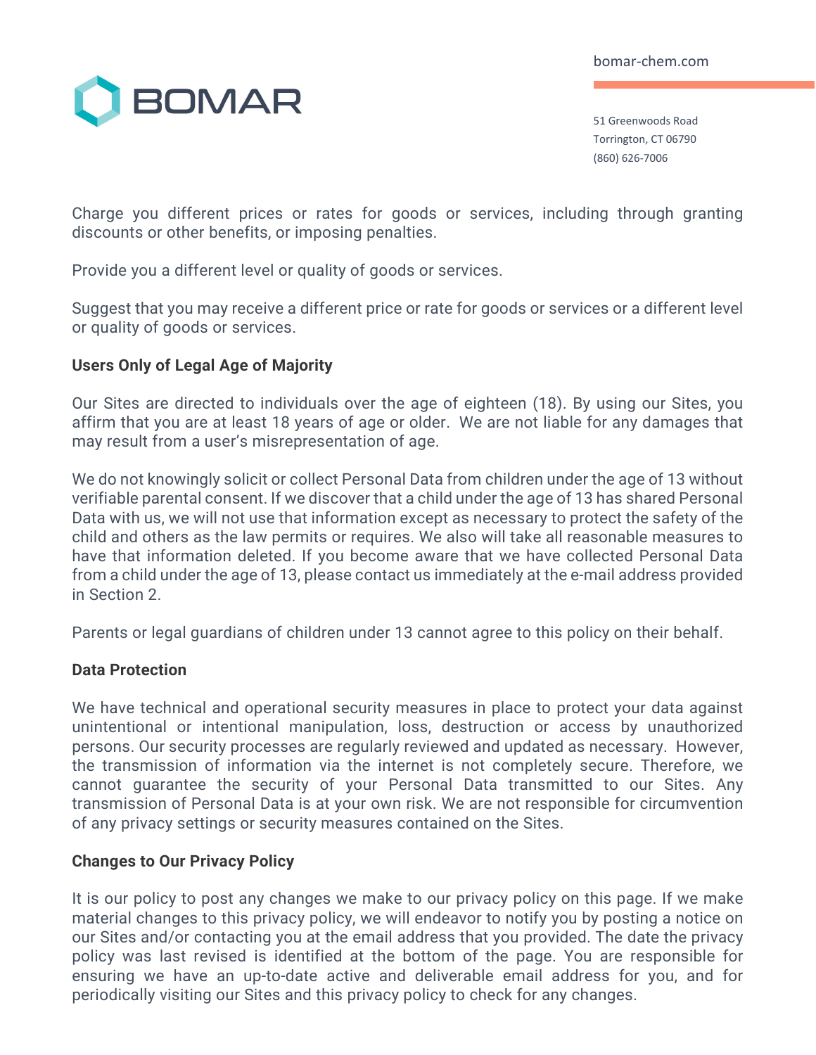Charge you different prices or rates for goods or services, including through granting discounts or other benefits, or imposing penalties.

Provide you a different level or quality of goods or services.

Suggest that you may receive a different price or rate for goods or services or a different level or quality of goods or services.

**Users Only of Legal Age of Majority**

Our Sites are directed to individuals over the age of eighteen (18). By using our Sites, you affirm that you are at least 18 years of age or older. We are not liable for any damages that may result from a user's misrepresentation of age.

We do not knowingly solicit or collect Personal Data from children under the age of 13 without verifiable parental consent. If we discover that a child under the age of 13 has shared Personal Data with us, we will not use that information except as necessary to protect the safety of the child and others as the law permits or requires. We also will take all reasonable measures to have that information deleted. If you become aware that we have collected Personal Data from a child under the age of 13, please contact us immediately at the e-mail address provided in Section 2.

Parents or legal guardians of children under 13 cannot agree to this policy on their behalf.

**Data Protection**

We have technical and operational security measures in place to protect your data against unintentional or intentional manipulation, loss, destruction or access by unauthorized persons. Our security processes are regularly reviewed and updated as necessary. However, the transmission of information via the internet is not completely secure. Therefore, we cannot guarantee the security of your Personal Data transmitted to our Sites. Any transmission of Personal Data is at your own risk. We are not responsible for circumvention of any privacy settings or security measures contained on the Sites.

**Changes to Our Privacy Policy**

It is our policy to post any changes we make to our privacy policy on this page. If we make material changes to this privacy policy, we will endeavor to notify you by posting a notice on our Sites and/or contacting you at the email address that you provided. The date the privacy policy was last revised is identified at the bottom of the page. You are responsible for ensuring we have an up-to-date active and deliverable email address for you, and for periodically visiting our Sites and this privacy policy to check for any changes.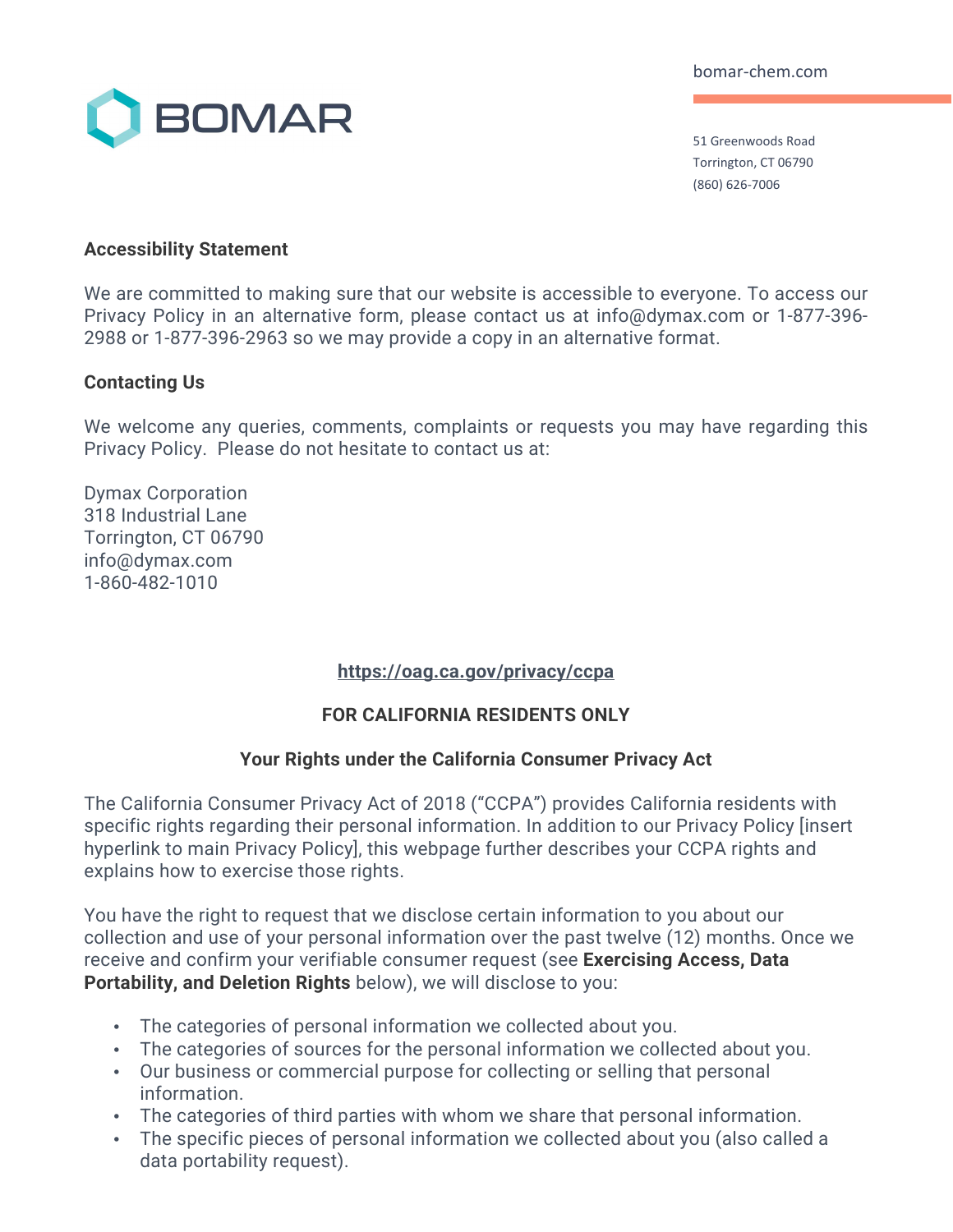**Accessibility Statement**

We are committed to making sure that our website is accessible to everyone. To access our Privacy Policy in an alternative form, please contact us at info@dymax.com or 1-877-396-2988 or 1-877-396-2963 so we may provide a copy in an alternative format.

**Contacting Us**

We welcome any queries, comments, complaints or requests you may have regarding this Privacy Policy. Please do not hesitate to contact us at:

Dymax Corporation
318 Industrial Lane
Torrington, CT 06790
info@dymax.com
1-860-482-1010

**https://oag.ca.gov/privacy/ccpa**

**FOR CALIFORNIA RESIDENTS ONLY**

**Your Rights under the California Consumer Privacy Act**

The California Consumer Privacy Act of 2018 ("CCPA") provides California residents with specific rights regarding their personal information. In addition to our Privacy Policy [insert hyperlink to main Privacy Policy], this webpage further describes your CCPA rights and explains how to exercise those rights.

You have the right to request that we disclose certain information to you about our collection and use of your personal information over the past twelve (12) months. Once we receive and confirm your verifiable consumer request (see **Exercising Access, Data Portability, and Deletion Rights** below), we will disclose to you:

- The categories of personal information we collected about you.
- The categories of sources for the personal information we collected about you.
- Our business or commercial purpose for collecting or selling that personal information.
- The categories of third parties with whom we share that personal information.
- The specific pieces of personal information we collected about you (also called a data portability request).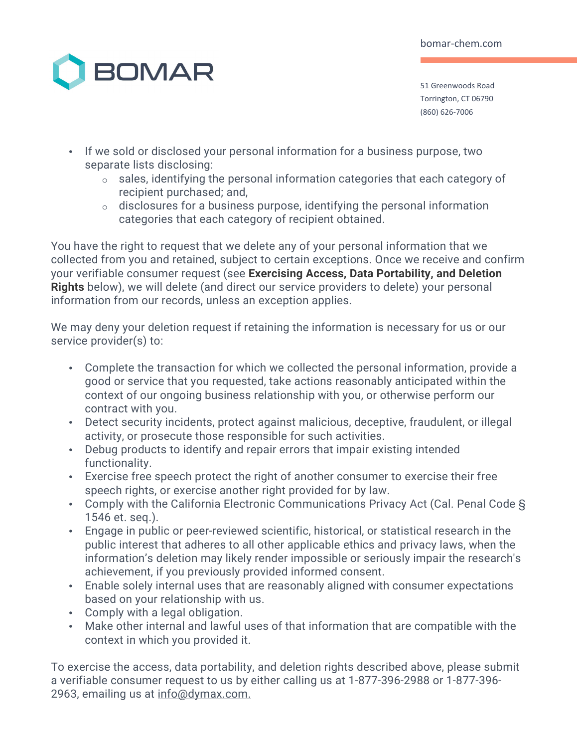- If we sold or disclosed your personal information for a business purpose, two separate lists disclosing:
  - sales, identifying the personal information categories that each category of recipient purchased; and,
  - disclosures for a business purpose, identifying the personal information categories that each category of recipient obtained.

You have the right to request that we delete any of your personal information that we collected from you and retained, subject to certain exceptions. Once we receive and confirm your verifiable consumer request (see **Exercising Access, Data Portability, and Deletion Rights** below), we will delete (and direct our service providers to delete) your personal information from our records, unless an exception applies.

We may deny your deletion request if retaining the information is necessary for us or our service provider(s) to:

- Complete the transaction for which we collected the personal information, provide a good or service that you requested, take actions reasonably anticipated within the context of our ongoing business relationship with you, or otherwise perform our contract with you.
- Detect security incidents, protect against malicious, deceptive, fraudulent, or illegal activity, or prosecute those responsible for such activities.
- Debug products to identify and repair errors that impair existing intended functionality.
- Exercise free speech protect the right of another consumer to exercise their free speech rights, or exercise another right provided for by law.
- Comply with the California Electronic Communications Privacy Act (Cal. Penal Code § 1546 et. seq.).
- Engage in public or peer-reviewed scientific, historical, or statistical research in the public interest that adheres to all other applicable ethics and privacy laws, when the information's deletion may likely render impossible or seriously impair the research's achievement, if you previously provided informed consent.
- Enable solely internal uses that are reasonably aligned with consumer expectations based on your relationship with us.
- Comply with a legal obligation.
- Make other internal and lawful uses of that information that are compatible with the context in which you provided it.

To exercise the access, data portability, and deletion rights described above, please submit a verifiable consumer request to us by either calling us at 1-877-396-2988 or 1-877-396-2963, emailing us at info@dymax.com.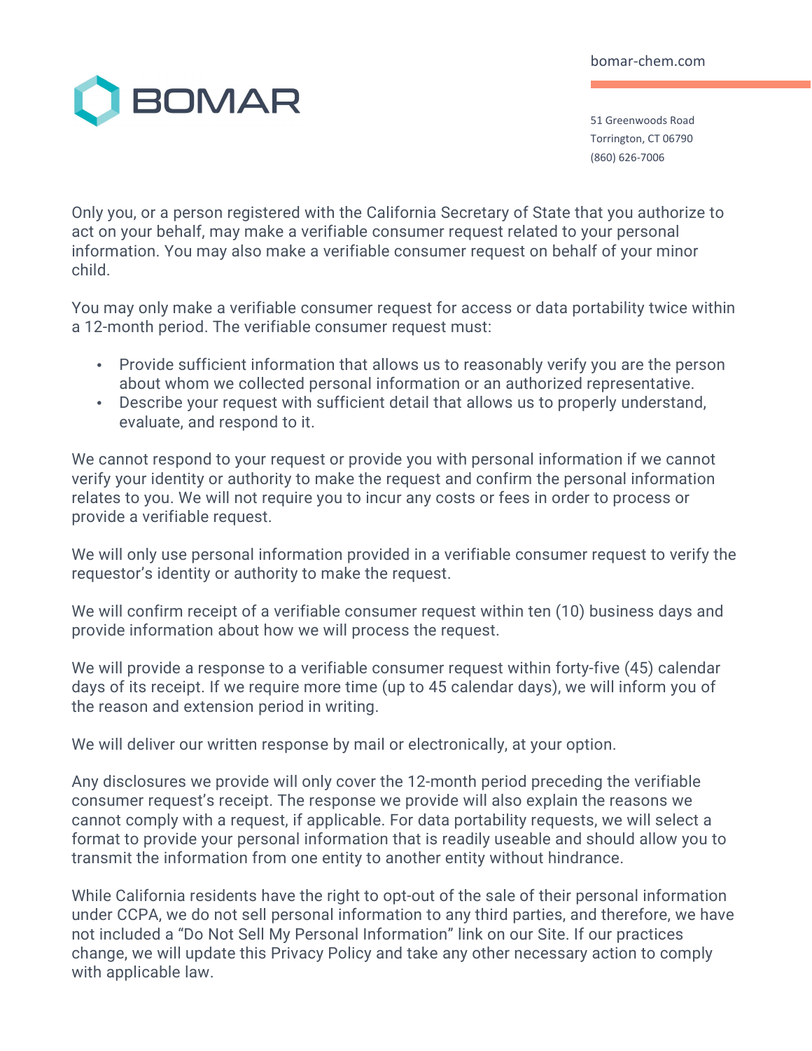Only you, or a person registered with the California Secretary of State that you authorize to act on your behalf, may make a verifiable consumer request related to your personal information. You may also make a verifiable consumer request on behalf of your minor child.

You may only make a verifiable consumer request for access or data portability twice within a 12-month period. The verifiable consumer request must:

- Provide sufficient information that allows us to reasonably verify you are the person about whom we collected personal information or an authorized representative.
- Describe your request with sufficient detail that allows us to properly understand, evaluate, and respond to it.

We cannot respond to your request or provide you with personal information if we cannot verify your identity or authority to make the request and confirm the personal information relates to you. We will not require you to incur any costs or fees in order to process or provide a verifiable request.

We will only use personal information provided in a verifiable consumer request to verify the requestor's identity or authority to make the request.

We will confirm receipt of a verifiable consumer request within ten (10) business days and provide information about how we will process the request.

We will provide a response to a verifiable consumer request within forty-five (45) calendar days of its receipt. If we require more time (up to 45 calendar days), we will inform you of the reason and extension period in writing.

We will deliver our written response by mail or electronically, at your option.

Any disclosures we provide will only cover the 12-month period preceding the verifiable consumer request's receipt. The response we provide will also explain the reasons we cannot comply with a request, if applicable. For data portability requests, we will select a format to provide your personal information that is readily useable and should allow you to transmit the information from one entity to another entity without hindrance.

While California residents have the right to opt-out of the sale of their personal information under CCPA, we do not sell personal information to any third parties, and therefore, we have not included a "Do Not Sell My Personal Information" link on our Site. If our practices change, we will update this Privacy Policy and take any other necessary action to comply with applicable law.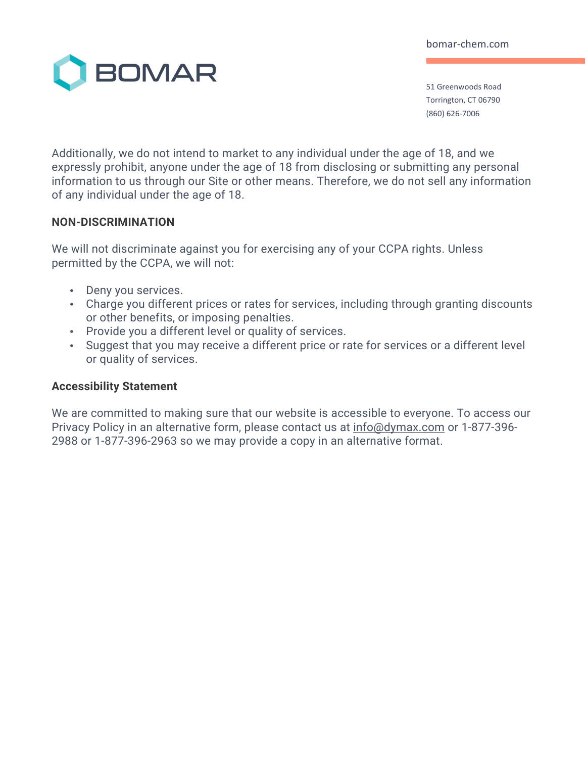Additionally, we do not intend to market to any individual under the age of 18, and we expressly prohibit, anyone under the age of 18 from disclosing or submitting any personal information to us through our Site or other means. Therefore, we do not sell any information of any individual under the age of 18.

**NON-DISCRIMINATION**

We will not discriminate against you for exercising any of your CCPA rights. Unless permitted by the CCPA, we will not:

- Deny you services.
- Charge you different prices or rates for services, including through granting discounts or other benefits, or imposing penalties.
- Provide you a different level or quality of services.
- Suggest that you may receive a different price or rate for services or a different level or quality of services.

**Accessibility Statement**

We are committed to making sure that our website is accessible to everyone. To access our Privacy Policy in an alternative form, please contact us at info@dymax.com or 1-877-396-2988 or 1-877-396-2963 so we may provide a copy in an alternative format.